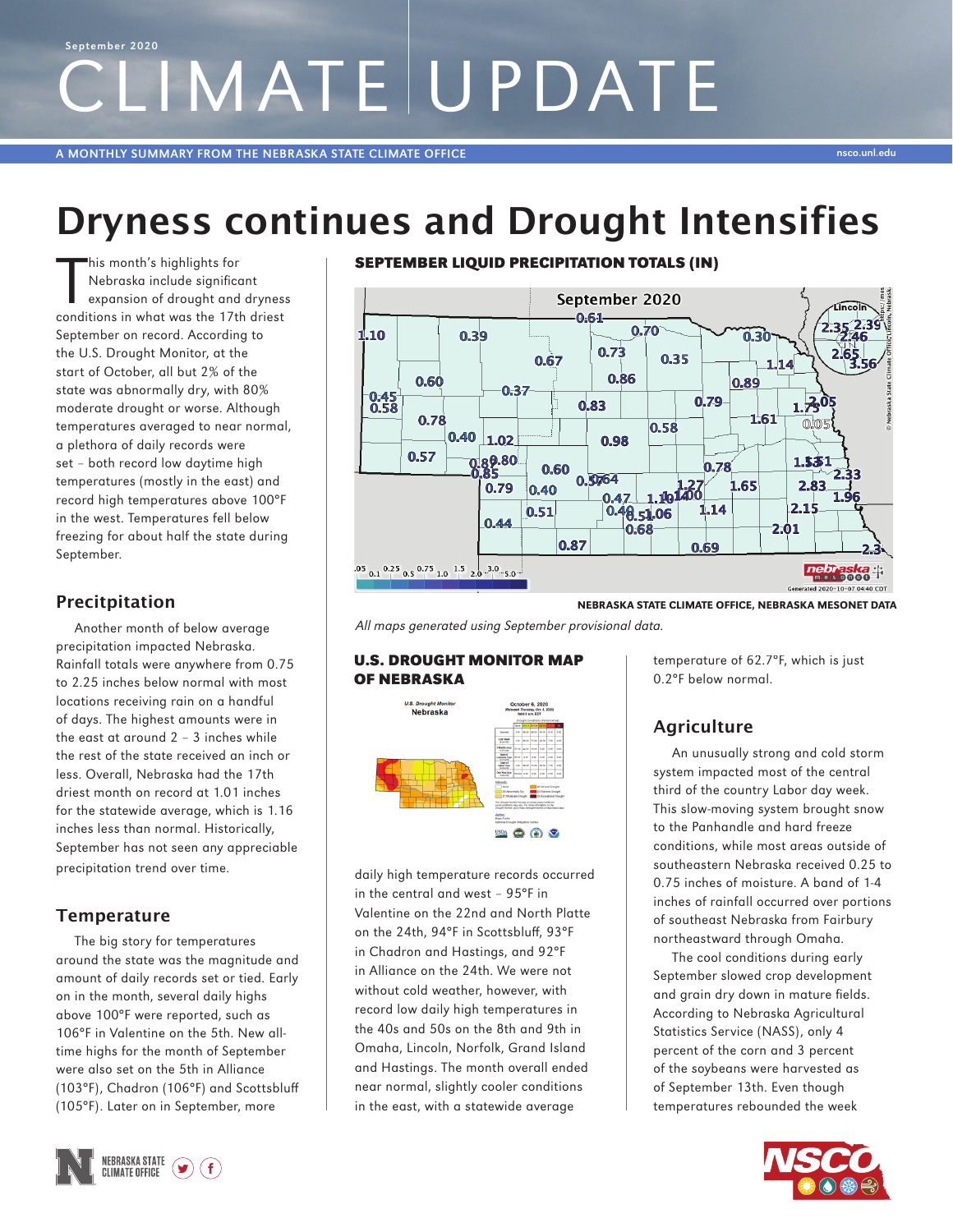September 2020

# CLIMATE UPDATE

A MONTHLY SUMMARY FROM THE NEBRASKA STATE CLIMATE OFFICE

# Dryness continues and Drought Intensifies

This month's highlights for Nebraska include significant expansion of drought and dryness conditions in what was the 17th driest September on record. According to the U.S. Drought Monitor, at the start of October, all but 2% of the state was abnormally dry, with 80% moderate drought or worse. Although temperatures averaged to near normal, a plethora of daily records were set – both record low daytime high temperatures (mostly in the east) and record high temperatures above 100°F in the west. Temperatures fell below freezing for about half the state during September.

## Precitpitation

Another month of below average precipitation impacted Nebraska. Rainfall totals were anywhere from 0.75 to 2.25 inches below normal with most locations receiving rain on a handful of days. The highest amounts were in the east at around 2 – 3 inches while the rest of the state received an inch or less. Overall, Nebraska had the 17th driest month on record at 1.01 inches for the statewide average, which is 1.16 inches less than normal. Historically, September has not seen any appreciable precipitation trend over time.

## Temperature

The big story for temperatures around the state was the magnitude and amount of daily records set or tied. Early on in the month, several daily highs above 100°F were reported, such as 106°F in Valentine on the 5th. New all-time highs for the month of September were also set on the 5th in Alliance (103°F), Chadron (106°F) and Scottsbluff (105°F). Later on in September, more daily high temperature records occurred in the central and west – 95°F in Valentine on the 22nd and North Platte on the 24th, 94°F in Scottsbluff, 93°F in Chadron and Hastings, and 92°F in Alliance on the 24th. We were not without cold weather, however, with record low daily high temperatures in the 40s and 50s on the 8th and 9th in Omaha, Lincoln, Norfolk, Grand Island and Hastings. The month overall ended near normal, slightly cooler conditions in the east, with a statewide average temperature of 62.7°F, which is just 0.2°F below normal.

**SEPTEMBER LIQUID PRECIPITATION TOTALS (IN)**

NEBRASKA STATE CLIMATE OFFICE, NEBRASKA MESONET DATA

*All maps generated using September provisional data.*

**U.S. DROUGHT MONITOR MAP OF NEBRASKA**

## Agriculture

An unusually strong and cold storm system impacted most of the central third of the country Labor day week. This slow-moving system brought snow to the Panhandle and hard freeze conditions, while most areas outside of southeastern Nebraska received 0.25 to 0.75 inches of moisture. A band of 1-4 inches of rainfall occurred over portions of southeast Nebraska from Fairbury northeastward through Omaha.

The cool conditions during early September slowed crop development and grain dry down in mature fields. According to Nebraska Agricultural Statistics Service (NASS), only 4 percent of the corn and 3 percent of the soybeans were harvested as of September 13th. Even though temperatures rebounded the week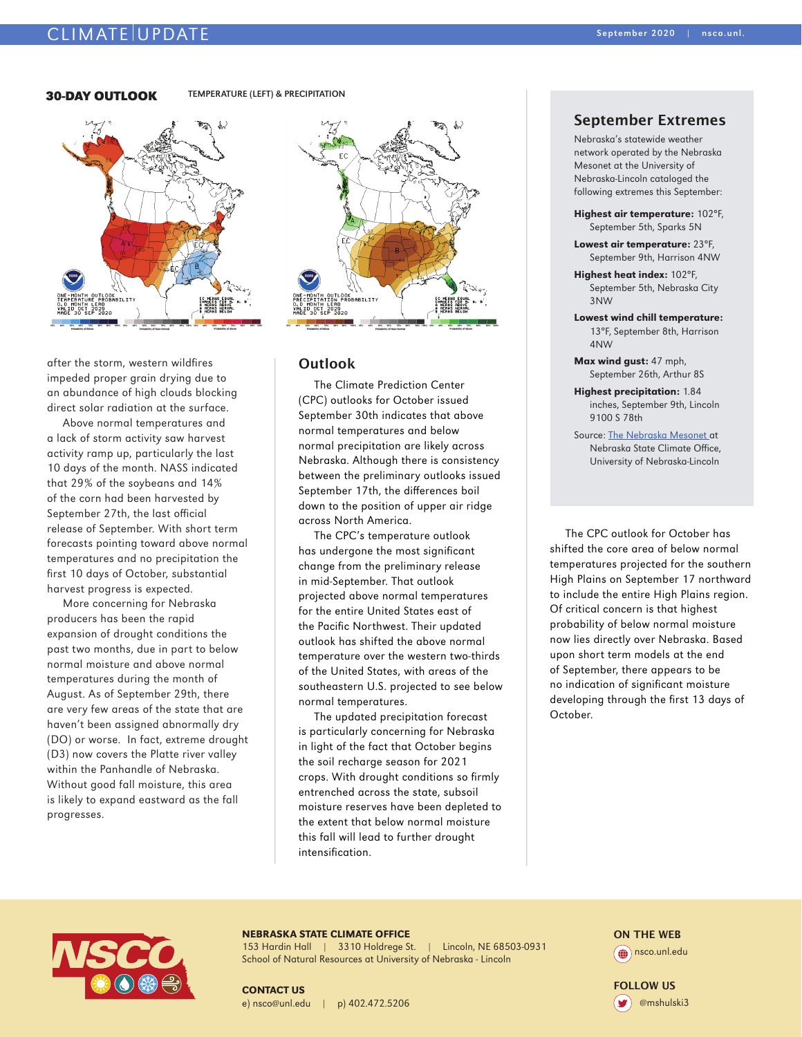## 30-DAY OUTLOOK

TEMPERATURE (LEFT) & PRECIPITATION

ONE-MONTH OUTLOOK
TEMPERATURE PROBABILITY
0.0 MONTH LEAD
VALID OCT 2020
MADE 30 SEP 2020

ONE-MONTH OUTLOOK
PRECIPITATION PROBABILITY
0.0 MONTH LEAD
VALID OCT 2020
MADE 30 SEP 2020

after the storm, western wildfires impeded proper grain drying due to an abundance of high clouds blocking direct solar radiation at the surface.

Above normal temperatures and a lack of storm activity saw harvest activity ramp up, particularly the last 10 days of the month. NASS indicated that 29% of the soybeans and 14% of the corn had been harvested by September 27th, the last official release of September. With short term forecasts pointing toward above normal temperatures and no precipitation the first 10 days of October, substantial harvest progress is expected.

More concerning for Nebraska producers has been the rapid expansion of drought conditions the past two months, due in part to below normal moisture and above normal temperatures during the month of August. As of September 29th, there are very few areas of the state that are haven't been assigned abnormally dry (DO) or worse. In fact, extreme drought (D3) now covers the Platte river valley within the Panhandle of Nebraska. Without good fall moisture, this area is likely to expand eastward as the fall progresses.

## Outlook

The Climate Prediction Center (CPC) outlooks for October issued September 30th indicates that above normal temperatures and below normal precipitation are likely across Nebraska. Although there is consistency between the preliminary outlooks issued September 17th, the differences boil down to the position of upper air ridge across North America.

The CPC's temperature outlook has undergone the most significant change from the preliminary release in mid-September. That outlook projected above normal temperatures for the entire United States east of the Pacific Northwest. Their updated outlook has shifted the above normal temperature over the western two-thirds of the United States, with areas of the southeastern U.S. projected to see below normal temperatures.

The updated precipitation forecast is particularly concerning for Nebraska in light of the fact that October begins the soil recharge season for 2021 crops. With drought conditions so firmly entrenched across the state, subsoil moisture reserves have been depleted to the extent that below normal moisture this fall will lead to further drought intensification.

The CPC outlook for October has shifted the core area of below normal temperatures projected for the southern High Plains on September 17 northward to include the entire High Plains region. Of critical concern is that highest probability of below normal moisture now lies directly over Nebraska. Based upon short term models at the end of September, there appears to be no indication of significant moisture developing through the first 13 days of October.

## September Extremes

Nebraska's statewide weather network operated by the Nebraska Mesonet at the University of Nebraska-Lincoln cataloged the following extremes this September:

**Highest air temperature:** 102°F, September 5th, Sparks 5N

**Lowest air temperature:** 23°F, September 9th, Harrison 4NW

**Highest heat index:** 102°F, September 5th, Nebraska City 3NW

**Lowest wind chill temperature:** 13°F, September 8th, Harrison 4NW

**Max wind gust:** 47 mph, September 26th, Arthur 8S

**Highest precipitation:** 1.84 inches, September 9th, Lincoln 9100 S 78th

Source: [The Nebraska Mesonet](#) at Nebraska State Climate Office, University of Nebraska-Lincoln

**NEBRASKA STATE CLIMATE OFFICE**
153 Hardin Hall | 3310 Holdrege St. | Lincoln, NE 68503-0931
School of Natural Resources at University of Nebraska - Lincoln

**CONTACT US**
e) nsco@unl.edu | p) 402.472.5206

**ON THE WEB**
nsco.unl.edu

**FOLLOW US**
@mshulski3